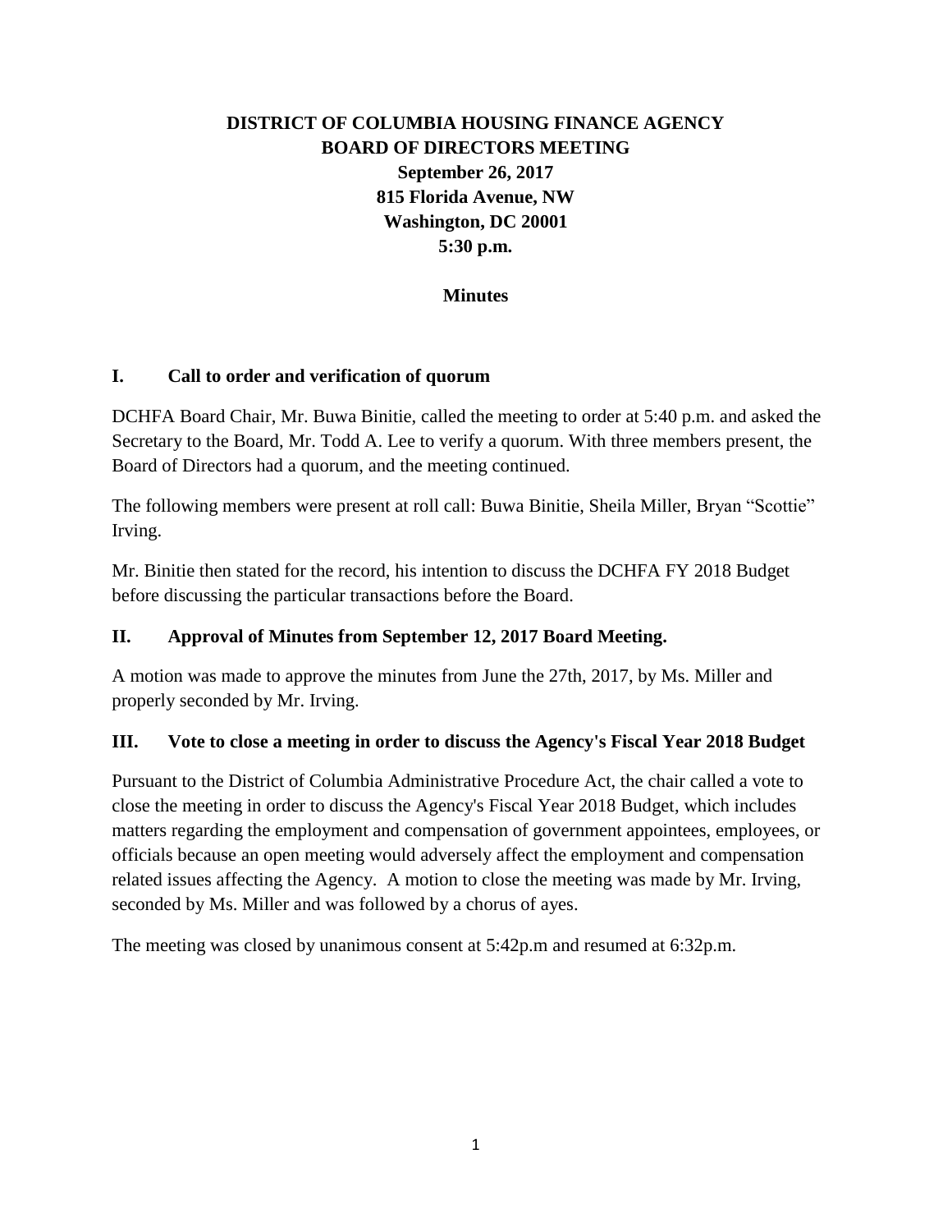# DISTRICT OF COLUMBIA HOUSING FINANCE AGENCY
# BOARD OF DIRECTORS MEETING
**September 26, 2017**
**815 Florida Avenue, NW**
**Washington, DC 20001**
**5:30 p.m.**

**Minutes**

## I. Call to order and verification of quorum

DCHFA Board Chair, Mr. Buwa Binitie, called the meeting to order at 5:40 p.m. and asked the Secretary to the Board, Mr. Todd A. Lee to verify a quorum. With three members present, the Board of Directors had a quorum, and the meeting continued.

The following members were present at roll call: Buwa Binitie, Sheila Miller, Bryan "Scottie" Irving.

Mr. Binitie then stated for the record, his intention to discuss the DCHFA FY 2018 Budget before discussing the particular transactions before the Board.

## II. Approval of Minutes from September 12, 2017 Board Meeting.

A motion was made to approve the minutes from June the 27th, 2017, by Ms. Miller and properly seconded by Mr. Irving.

## III. Vote to close a meeting in order to discuss the Agency's Fiscal Year 2018 Budget

Pursuant to the District of Columbia Administrative Procedure Act, the chair called a vote to close the meeting in order to discuss the Agency's Fiscal Year 2018 Budget, which includes matters regarding the employment and compensation of government appointees, employees, or officials because an open meeting would adversely affect the employment and compensation related issues affecting the Agency. A motion to close the meeting was made by Mr. Irving, seconded by Ms. Miller and was followed by a chorus of ayes.

The meeting was closed by unanimous consent at 5:42p.m and resumed at 6:32p.m.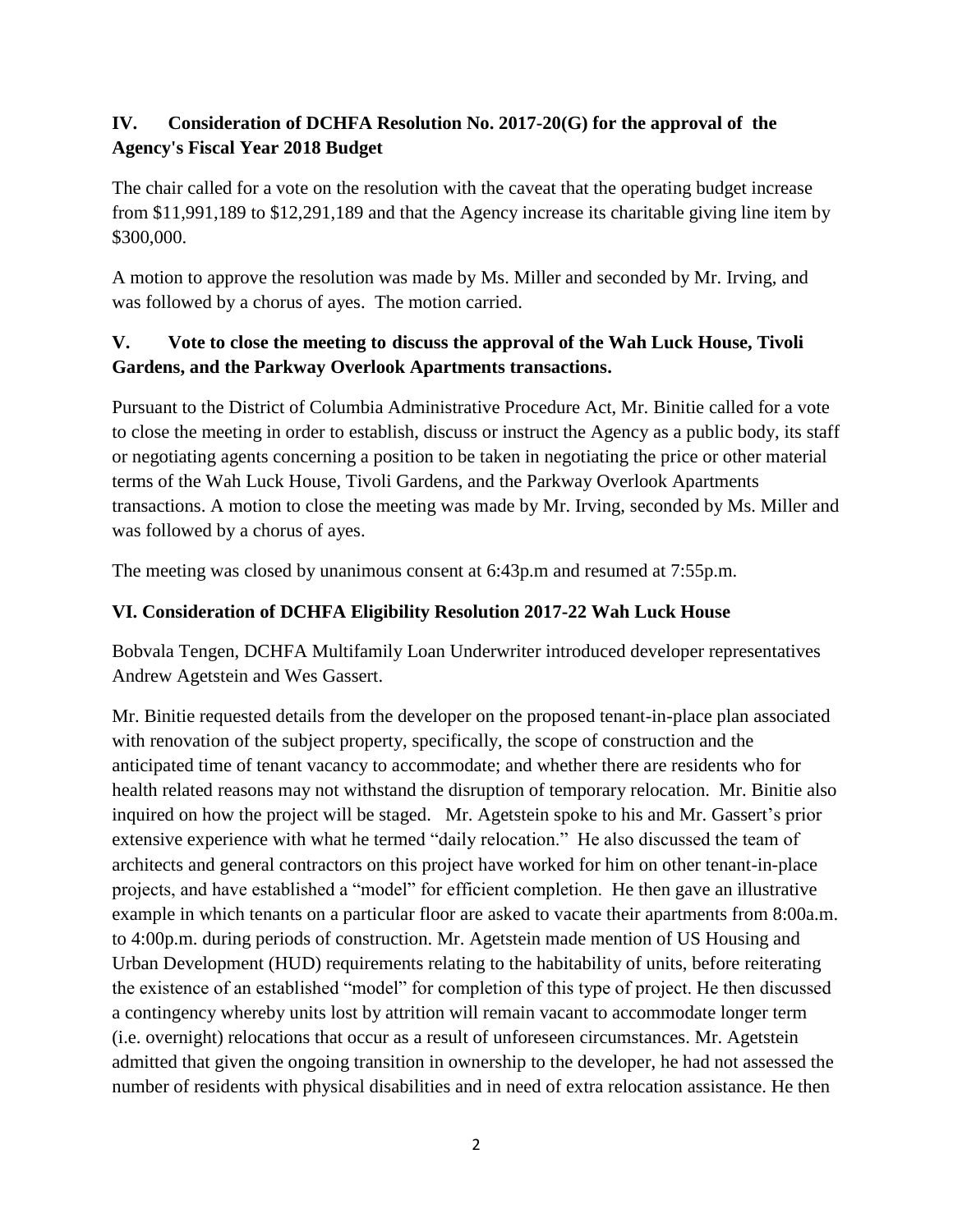## IV. Consideration of DCHFA Resolution No. 2017-20(G) for the approval of the Agency's Fiscal Year 2018 Budget

The chair called for a vote on the resolution with the caveat that the operating budget increase from $11,991,189 to $12,291,189 and that the Agency increase its charitable giving line item by $300,000.

A motion to approve the resolution was made by Ms. Miller and seconded by Mr. Irving, and was followed by a chorus of ayes. The motion carried.

## V. Vote to close the meeting to discuss the approval of the Wah Luck House, Tivoli Gardens, and the Parkway Overlook Apartments transactions.

Pursuant to the District of Columbia Administrative Procedure Act, Mr. Binitie called for a vote to close the meeting in order to establish, discuss or instruct the Agency as a public body, its staff or negotiating agents concerning a position to be taken in negotiating the price or other material terms of the Wah Luck House, Tivoli Gardens, and the Parkway Overlook Apartments transactions. A motion to close the meeting was made by Mr. Irving, seconded by Ms. Miller and was followed by a chorus of ayes.

The meeting was closed by unanimous consent at 6:43p.m and resumed at 7:55p.m.

## VI. Consideration of DCHFA Eligibility Resolution 2017-22 Wah Luck House

Bobvala Tengen, DCHFA Multifamily Loan Underwriter introduced developer representatives Andrew Agetstein and Wes Gassert.

Mr. Binitie requested details from the developer on the proposed tenant-in-place plan associated with renovation of the subject property, specifically, the scope of construction and the anticipated time of tenant vacancy to accommodate; and whether there are residents who for health related reasons may not withstand the disruption of temporary relocation. Mr. Binitie also inquired on how the project will be staged. Mr. Agetstein spoke to his and Mr. Gassert's prior extensive experience with what he termed "daily relocation." He also discussed the team of architects and general contractors on this project have worked for him on other tenant-in-place projects, and have established a "model" for efficient completion. He then gave an illustrative example in which tenants on a particular floor are asked to vacate their apartments from 8:00a.m. to 4:00p.m. during periods of construction. Mr. Agetstein made mention of US Housing and Urban Development (HUD) requirements relating to the habitability of units, before reiterating the existence of an established "model" for completion of this type of project. He then discussed a contingency whereby units lost by attrition will remain vacant to accommodate longer term (i.e. overnight) relocations that occur as a result of unforeseen circumstances. Mr. Agetstein admitted that given the ongoing transition in ownership to the developer, he had not assessed the number of residents with physical disabilities and in need of extra relocation assistance. He then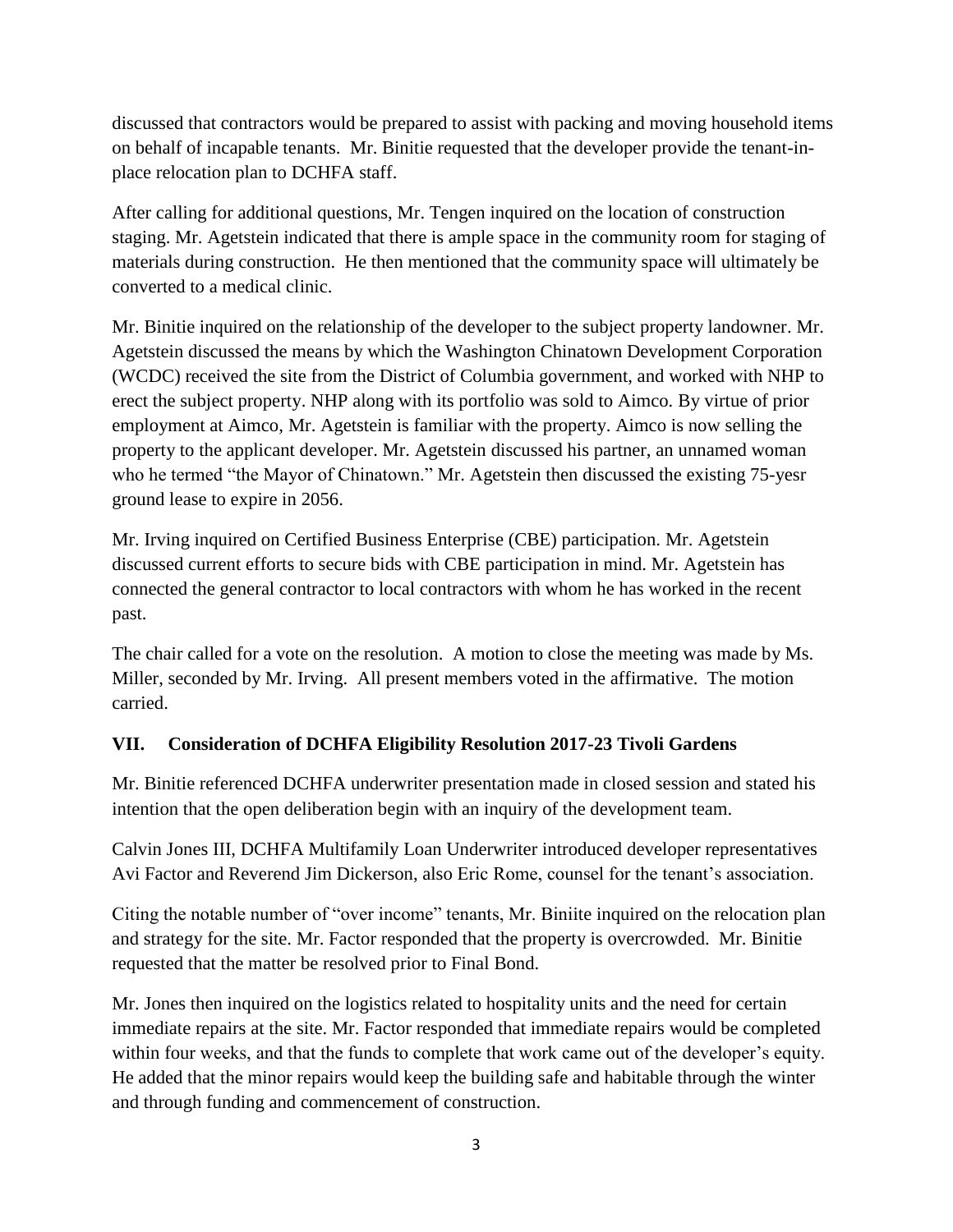discussed that contractors would be prepared to assist with packing and moving household items on behalf of incapable tenants. Mr. Binitie requested that the developer provide the tenant-in-place relocation plan to DCHFA staff.

After calling for additional questions, Mr. Tengen inquired on the location of construction staging. Mr. Agetstein indicated that there is ample space in the community room for staging of materials during construction. He then mentioned that the community space will ultimately be converted to a medical clinic.

Mr. Binitie inquired on the relationship of the developer to the subject property landowner. Mr. Agetstein discussed the means by which the Washington Chinatown Development Corporation (WCDC) received the site from the District of Columbia government, and worked with NHP to erect the subject property. NHP along with its portfolio was sold to Aimco. By virtue of prior employment at Aimco, Mr. Agetstein is familiar with the property. Aimco is now selling the property to the applicant developer. Mr. Agetstein discussed his partner, an unnamed woman who he termed "the Mayor of Chinatown." Mr. Agetstein then discussed the existing 75-yesr ground lease to expire in 2056.

Mr. Irving inquired on Certified Business Enterprise (CBE) participation. Mr. Agetstein discussed current efforts to secure bids with CBE participation in mind. Mr. Agetstein has connected the general contractor to local contractors with whom he has worked in the recent past.

The chair called for a vote on the resolution. A motion to close the meeting was made by Ms. Miller, seconded by Mr. Irving. All present members voted in the affirmative. The motion carried.

## VII. Consideration of DCHFA Eligibility Resolution 2017-23 Tivoli Gardens

Mr. Binitie referenced DCHFA underwriter presentation made in closed session and stated his intention that the open deliberation begin with an inquiry of the development team.

Calvin Jones III, DCHFA Multifamily Loan Underwriter introduced developer representatives Avi Factor and Reverend Jim Dickerson, also Eric Rome, counsel for the tenant's association.

Citing the notable number of "over income" tenants, Mr. Biniite inquired on the relocation plan and strategy for the site. Mr. Factor responded that the property is overcrowded. Mr. Binitie requested that the matter be resolved prior to Final Bond.

Mr. Jones then inquired on the logistics related to hospitality units and the need for certain immediate repairs at the site. Mr. Factor responded that immediate repairs would be completed within four weeks, and that the funds to complete that work came out of the developer's equity. He added that the minor repairs would keep the building safe and habitable through the winter and through funding and commencement of construction.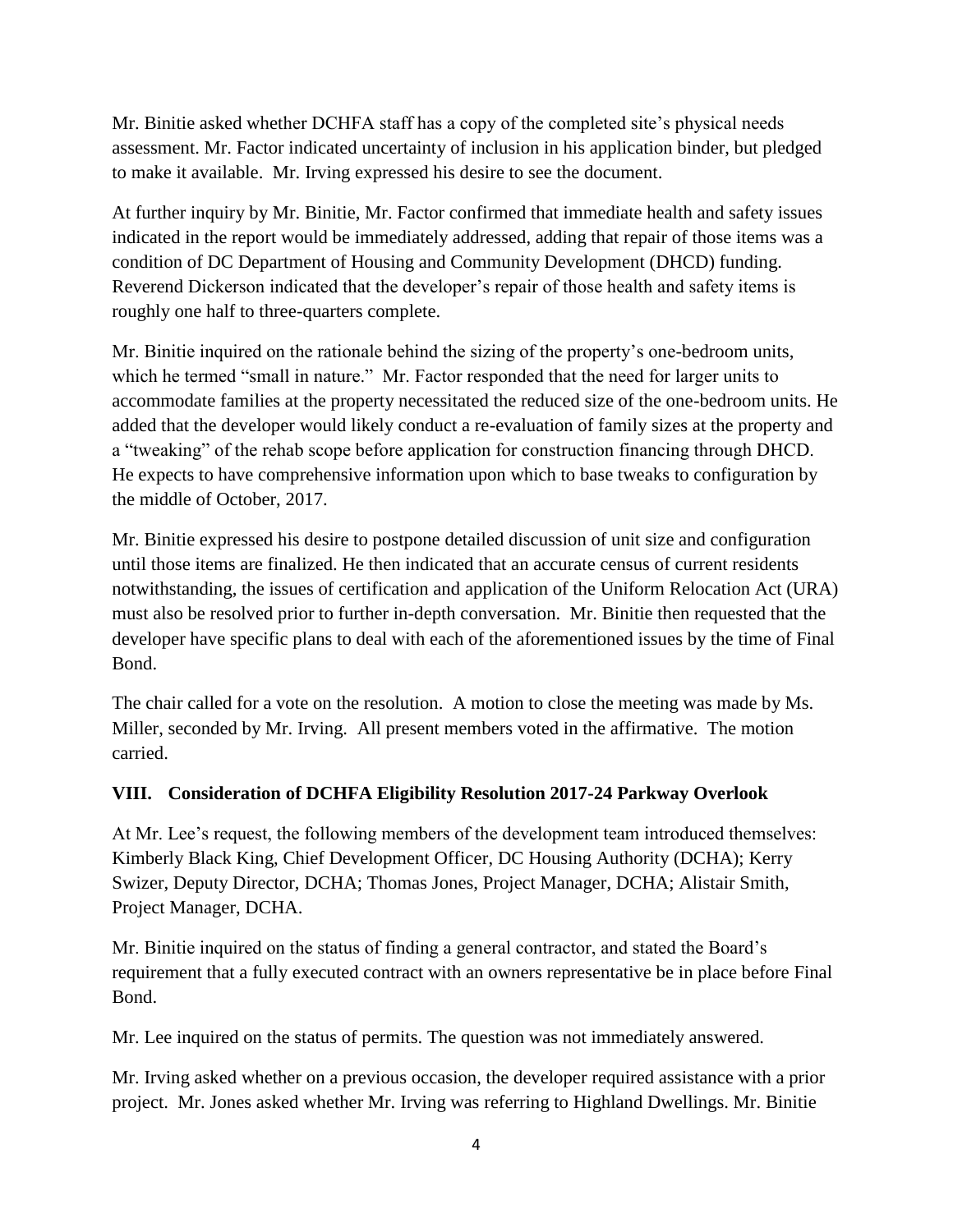Mr. Binitie asked whether DCHFA staff has a copy of the completed site's physical needs assessment. Mr. Factor indicated uncertainty of inclusion in his application binder, but pledged to make it available. Mr. Irving expressed his desire to see the document.

At further inquiry by Mr. Binitie, Mr. Factor confirmed that immediate health and safety issues indicated in the report would be immediately addressed, adding that repair of those items was a condition of DC Department of Housing and Community Development (DHCD) funding. Reverend Dickerson indicated that the developer's repair of those health and safety items is roughly one half to three-quarters complete.

Mr. Binitie inquired on the rationale behind the sizing of the property's one-bedroom units, which he termed "small in nature." Mr. Factor responded that the need for larger units to accommodate families at the property necessitated the reduced size of the one-bedroom units. He added that the developer would likely conduct a re-evaluation of family sizes at the property and a "tweaking" of the rehab scope before application for construction financing through DHCD. He expects to have comprehensive information upon which to base tweaks to configuration by the middle of October, 2017.

Mr. Binitie expressed his desire to postpone detailed discussion of unit size and configuration until those items are finalized. He then indicated that an accurate census of current residents notwithstanding, the issues of certification and application of the Uniform Relocation Act (URA) must also be resolved prior to further in-depth conversation. Mr. Binitie then requested that the developer have specific plans to deal with each of the aforementioned issues by the time of Final Bond.

The chair called for a vote on the resolution. A motion to close the meeting was made by Ms. Miller, seconded by Mr. Irving. All present members voted in the affirmative. The motion carried.

## VIII. Consideration of DCHFA Eligibility Resolution 2017-24 Parkway Overlook

At Mr. Lee's request, the following members of the development team introduced themselves: Kimberly Black King, Chief Development Officer, DC Housing Authority (DCHA); Kerry Swizer, Deputy Director, DCHA; Thomas Jones, Project Manager, DCHA; Alistair Smith, Project Manager, DCHA.

Mr. Binitie inquired on the status of finding a general contractor, and stated the Board's requirement that a fully executed contract with an owners representative be in place before Final Bond.

Mr. Lee inquired on the status of permits. The question was not immediately answered.

Mr. Irving asked whether on a previous occasion, the developer required assistance with a prior project. Mr. Jones asked whether Mr. Irving was referring to Highland Dwellings. Mr. Binitie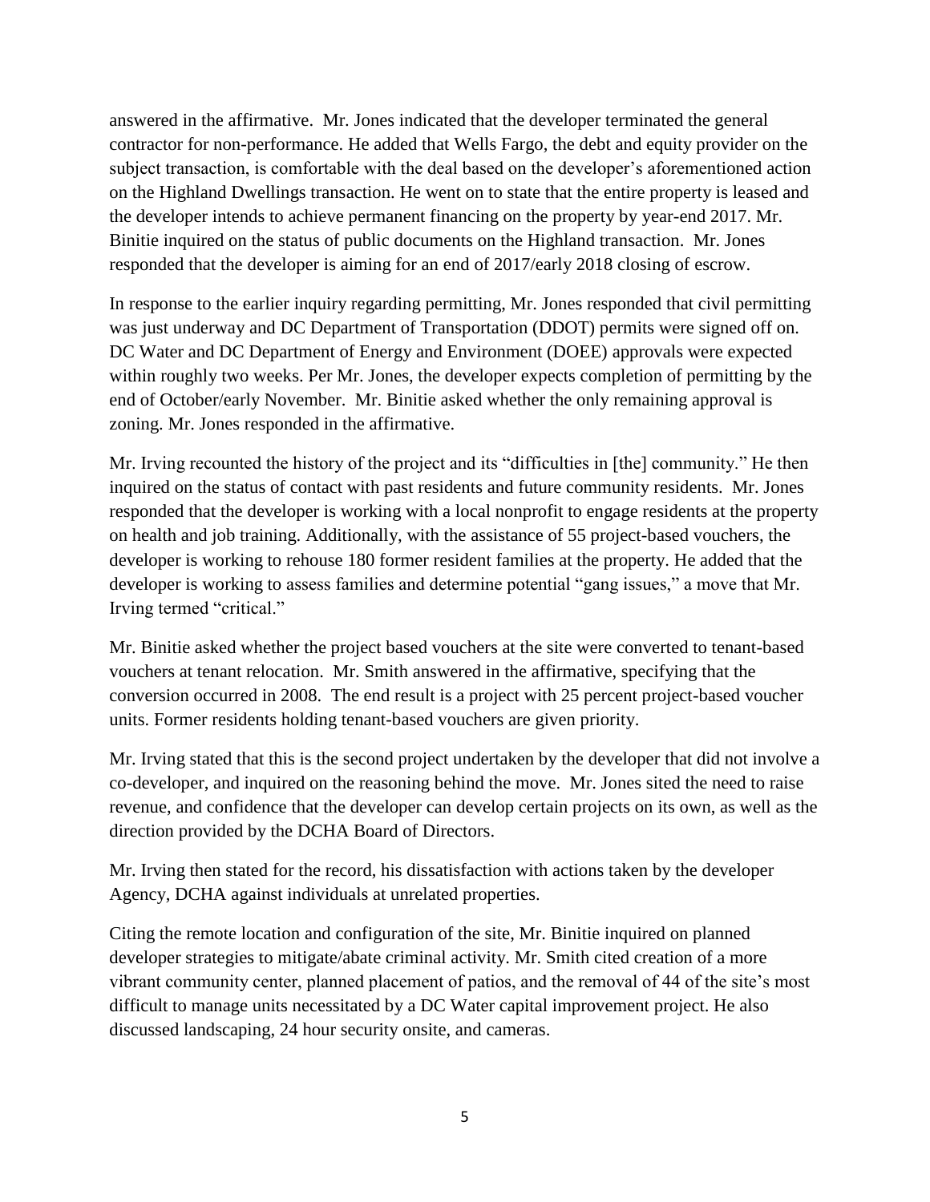answered in the affirmative. Mr. Jones indicated that the developer terminated the general contractor for non-performance. He added that Wells Fargo, the debt and equity provider on the subject transaction, is comfortable with the deal based on the developer's aforementioned action on the Highland Dwellings transaction. He went on to state that the entire property is leased and the developer intends to achieve permanent financing on the property by year-end 2017. Mr. Binitie inquired on the status of public documents on the Highland transaction. Mr. Jones responded that the developer is aiming for an end of 2017/early 2018 closing of escrow.

In response to the earlier inquiry regarding permitting, Mr. Jones responded that civil permitting was just underway and DC Department of Transportation (DDOT) permits were signed off on. DC Water and DC Department of Energy and Environment (DOEE) approvals were expected within roughly two weeks. Per Mr. Jones, the developer expects completion of permitting by the end of October/early November. Mr. Binitie asked whether the only remaining approval is zoning. Mr. Jones responded in the affirmative.

Mr. Irving recounted the history of the project and its "difficulties in [the] community." He then inquired on the status of contact with past residents and future community residents. Mr. Jones responded that the developer is working with a local nonprofit to engage residents at the property on health and job training. Additionally, with the assistance of 55 project-based vouchers, the developer is working to rehouse 180 former resident families at the property. He added that the developer is working to assess families and determine potential "gang issues," a move that Mr. Irving termed "critical."

Mr. Binitie asked whether the project based vouchers at the site were converted to tenant-based vouchers at tenant relocation. Mr. Smith answered in the affirmative, specifying that the conversion occurred in 2008. The end result is a project with 25 percent project-based voucher units. Former residents holding tenant-based vouchers are given priority.

Mr. Irving stated that this is the second project undertaken by the developer that did not involve a co-developer, and inquired on the reasoning behind the move. Mr. Jones sited the need to raise revenue, and confidence that the developer can develop certain projects on its own, as well as the direction provided by the DCHA Board of Directors.

Mr. Irving then stated for the record, his dissatisfaction with actions taken by the developer Agency, DCHA against individuals at unrelated properties.

Citing the remote location and configuration of the site, Mr. Binitie inquired on planned developer strategies to mitigate/abate criminal activity. Mr. Smith cited creation of a more vibrant community center, planned placement of patios, and the removal of 44 of the site's most difficult to manage units necessitated by a DC Water capital improvement project. He also discussed landscaping, 24 hour security onsite, and cameras.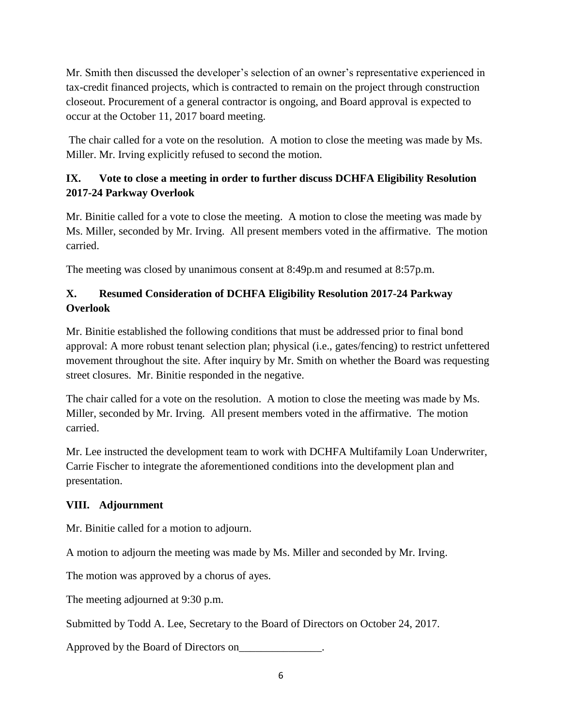Mr. Smith then discussed the developer's selection of an owner's representative experienced in tax-credit financed projects, which is contracted to remain on the project through construction closeout. Procurement of a general contractor is ongoing, and Board approval is expected to occur at the October 11, 2017 board meeting.

The chair called for a vote on the resolution. A motion to close the meeting was made by Ms. Miller. Mr. Irving explicitly refused to second the motion.

### IX. Vote to close a meeting in order to further discuss DCHFA Eligibility Resolution 2017-24 Parkway Overlook

Mr. Binitie called for a vote to close the meeting. A motion to close the meeting was made by Ms. Miller, seconded by Mr. Irving. All present members voted in the affirmative. The motion carried.

The meeting was closed by unanimous consent at 8:49p.m and resumed at 8:57p.m.

### X. Resumed Consideration of DCHFA Eligibility Resolution 2017-24 Parkway Overlook

Mr. Binitie established the following conditions that must be addressed prior to final bond approval: A more robust tenant selection plan; physical (i.e., gates/fencing) to restrict unfettered movement throughout the site. After inquiry by Mr. Smith on whether the Board was requesting street closures. Mr. Binitie responded in the negative.

The chair called for a vote on the resolution. A motion to close the meeting was made by Ms. Miller, seconded by Mr. Irving. All present members voted in the affirmative. The motion carried.

Mr. Lee instructed the development team to work with DCHFA Multifamily Loan Underwriter, Carrie Fischer to integrate the aforementioned conditions into the development plan and presentation.

### VIII. Adjournment

Mr. Binitie called for a motion to adjourn.

A motion to adjourn the meeting was made by Ms. Miller and seconded by Mr. Irving.

The motion was approved by a chorus of ayes.

The meeting adjourned at 9:30 p.m.

Submitted by Todd A. Lee, Secretary to the Board of Directors on October 24, 2017.

Approved by the Board of Directors on_______________.